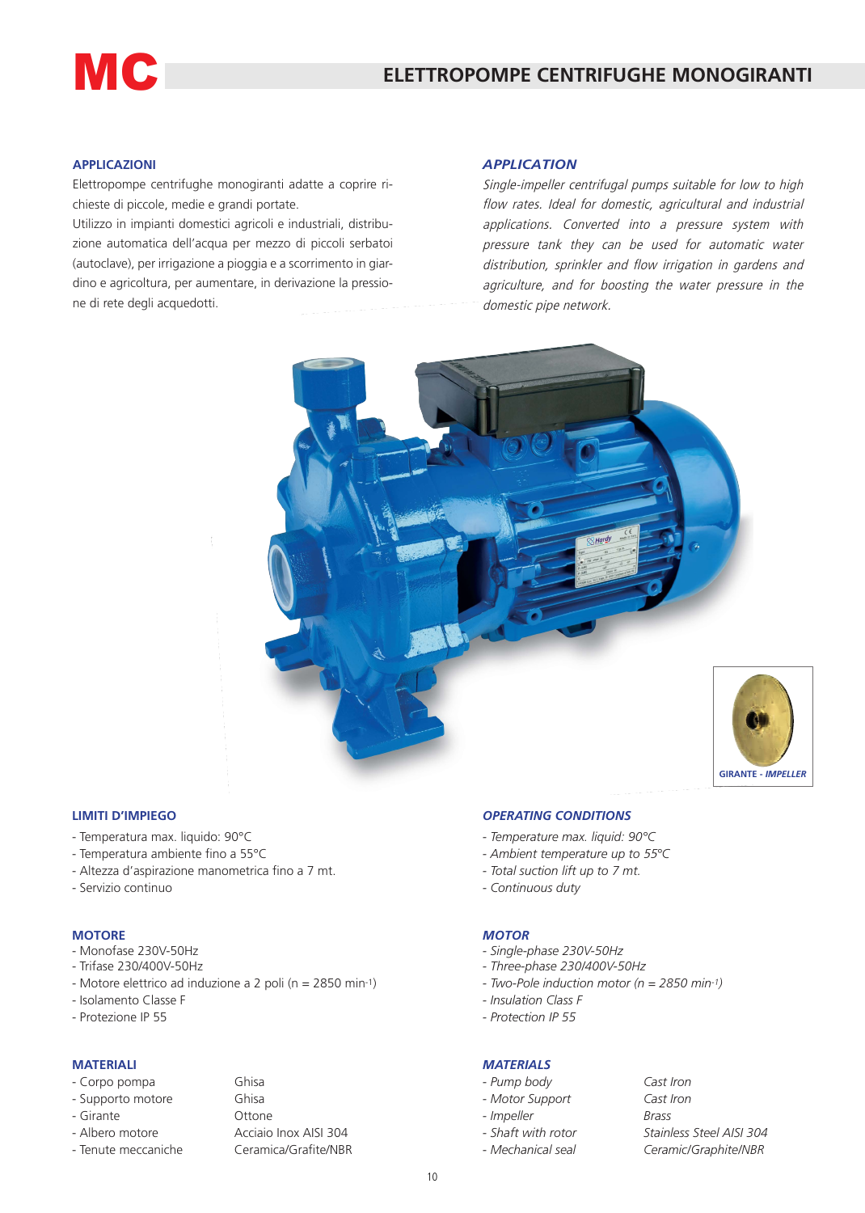# MC

## ELETTROPOMPE CENTRIFUGHE MONOGIRANTI

### APPLICAZIONI

Elettropompe centrifughe monogiranti adatte a coprire richieste di piccole, medie e grandi portate.
Utilizzo in impianti domestici agricoli e industriali, distribuzione automatica dell'acqua per mezzo di piccoli serbatoi (autoclave), per irrigazione a pioggia e a scorrimento in giardino e agricoltura, per aumentare, in derivazione la pressione di rete degli acquedotti.

### *APPLICATION*

*Single-impeller centrifugal pumps suitable for low to high flow rates. Ideal for domestic, agricultural and industrial applications. Converted into a pressure system with pressure tank they can be used for automatic water distribution, sprinkler and flow irrigation in gardens and agriculture, and for boosting the water pressure in the domestic pipe network.*

GIRANTE - *IMPELLER*

### LIMITI D'IMPIEGO

- Temperatura max. liquido: 90°C
- Temperatura ambiente fino a 55°C
- Altezza d'aspirazione manometrica fino a 7 mt.
- Servizio continuo

### *OPERATING CONDITIONS*

- *Temperature max. liquid: 90°C*
- *Ambient temperature up to 55°C*
- *Total suction lift up to 7 mt.*
- *Continuous duty*

### MOTORE

- Monofase 230V-50Hz
- Trifase 230/400V-50Hz
- Motore elettrico ad induzione a 2 poli (n = 2850 $min^{-1}$)
- Isolamento Classe F
- Protezione IP 55

### *MOTOR*

- *Single-phase 230V-50Hz*
- *Three-phase 230/400V-50Hz*
- *Two-Pole induction motor (n = 2850 $min^{-1}$)*
- *Insulation Class F*
- *Protection IP 55*

### MATERIALI

| | |
|---|---|
| - Corpo pompa | Ghisa |
| - Supporto motore | Ghisa |
| - Girante | Ottone |
| - Albero motore | Acciaio Inox AISI 304 |
| - Tenute meccaniche | Ceramica/Grafite/NBR |

### *MATERIALS*

| | |
|---|---|
| - *Pump body* | *Cast Iron* |
| - *Motor Support* | *Cast Iron* |
| - *Impeller* | *Brass* |
| - *Shaft with rotor* | *Stainless Steel AISI 304* |
| - *Mechanical seal* | *Ceramic/Graphite/NBR* |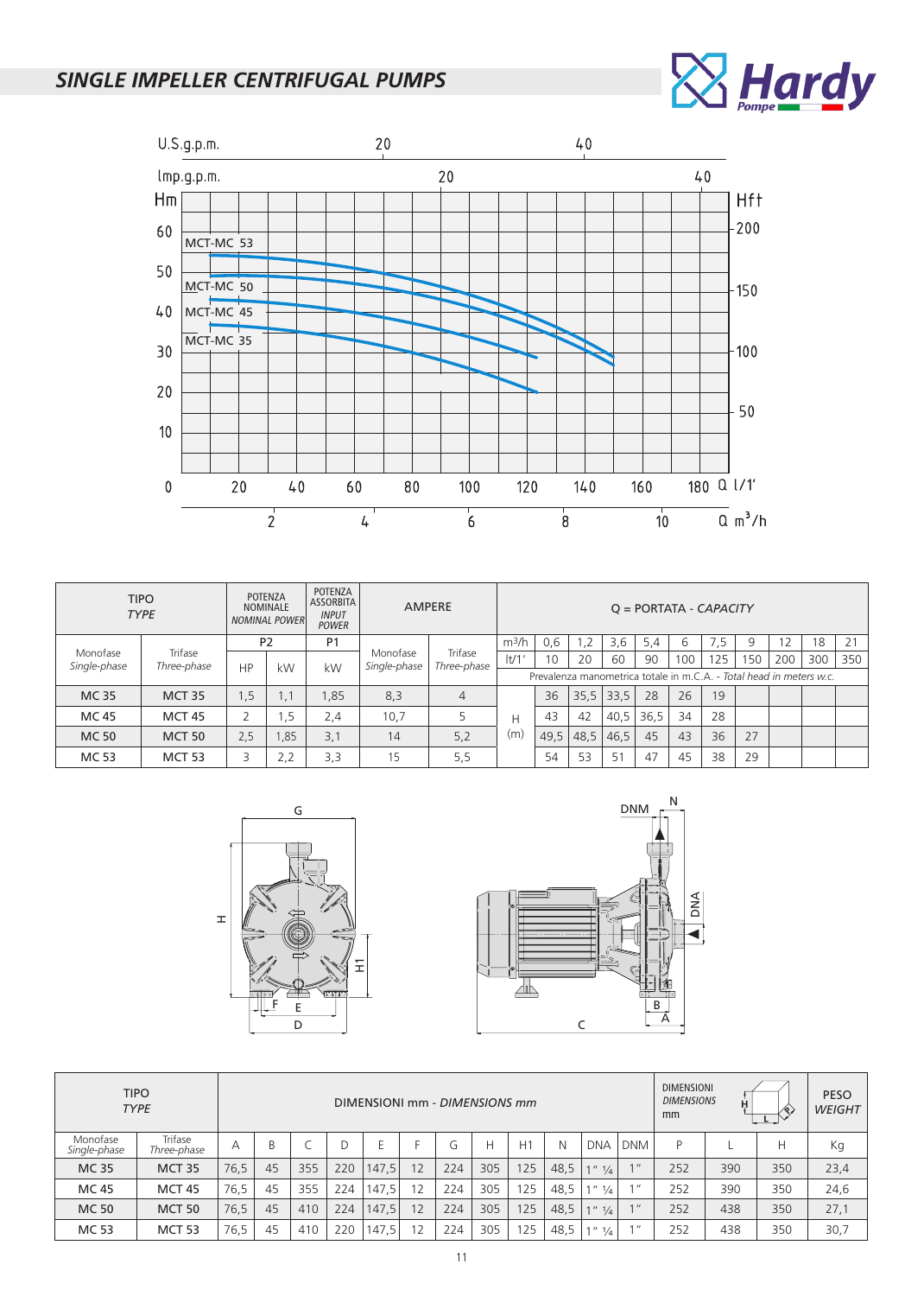## SINGLE IMPELLER CENTRIFUGAL PUMPS

Hardy Pompe

U.S.g.p.m. 20 40

Imp.g.p.m. 20 40

Hm 60 50 40 30 20 10 0

Hft 200 150 100 50

MCT-MC 53

MCT-MC 50

MCT-MC 45

MCT-MC 35

Q l/1' 20 40 60 80 100 120 140 160 180

Q m³/h 2 4 6 8 10

| TIPO *TYPE* | | POTENZA NOMINALE *NOMINAL POWER* | | POTENZA ASSORBITA *INPUT POWER* | AMPERE | | Q = PORTATA - *CAPACITY* | | | | | | | | | | | |
|---|---|---|---|---|---|---|---|---|---|---|---|---|---|---|---|---|---|---|
| | | P2 | | P1 | | | m³/h | 0,6 | 1,2 | 3,6 | 5,4 | 6 | 7,5 | 9 | 12 | 18 | 21 |
| Monofase *Single-phase* | Trifase *Three-phase* | HP | kW | kW | Monofase *Single-phase* | Trifase *Three-phase* | lt/1' | 10 | 20 | 60 | 90 | 100 | 125 | 150 | 200 | 300 | 350 |
| | | | | | | | Prevalenza manometrica totale in m.C.A. - *Total head in meters w.c.* | | | | | | | | | | |
| MC 35 | MCT 35 | 1,5 | 1,1 | 1,85 | 8,3 | 4 | H (m) | 36 | 35,5 | 33,5 | 28 | 26 | 19 | | | | |
| MC 45 | MCT 45 | 2 | 1,5 | 2,4 | 10,7 | 5 | | 43 | 42 | 40,5 | 36,5 | 34 | 28 | | | | |
| MC 50 | MCT 50 | 2,5 | 1,85 | 3,1 | 14 | 5,2 | | 49,5 | 48,5 | 46,5 | 45 | 43 | 36 | 27 | | | |
| MC 53 | MCT 53 | 3 | 2,2 | 3,3 | 15 | 5,5 | | 54 | 53 | 51 | 47 | 45 | 38 | 29 | | | |

| TIPO *TYPE* | | DIMENSIONI mm - *DIMENSIONS mm* | | | | | | | | | | | | DIMENSIONI *DIMENSIONS* mm | | | PESO *WEIGHT* |
|---|---|---|---|---|---|---|---|---|---|---|---|---|---|---|---|---|---|
| Monofase *Single-phase* | Trifase *Three-phase* | A | B | C | D | E | F | G | H | H1 | N | DNA | DNM | P | L | H | Kg |
| MC 35 | MCT 35 | 76,5 | 45 | 355 | 220 | 147,5 | 12 | 224 | 305 | 125 | 48,5 | 1" ¼ | 1" | 252 | 390 | 350 | 23,4 |
| MC 45 | MCT 45 | 76,5 | 45 | 355 | 224 | 147,5 | 12 | 224 | 305 | 125 | 48,5 | 1" ¼ | 1" | 252 | 390 | 350 | 24,6 |
| MC 50 | MCT 50 | 76,5 | 45 | 410 | 224 | 147,5 | 12 | 224 | 305 | 125 | 48,5 | 1" ¼ | 1" | 252 | 438 | 350 | 27,1 |
| MC 53 | MCT 53 | 76,5 | 45 | 410 | 220 | 147,5 | 12 | 224 | 305 | 125 | 48,5 | 1" ¼ | 1" | 252 | 438 | 350 | 30,7 |